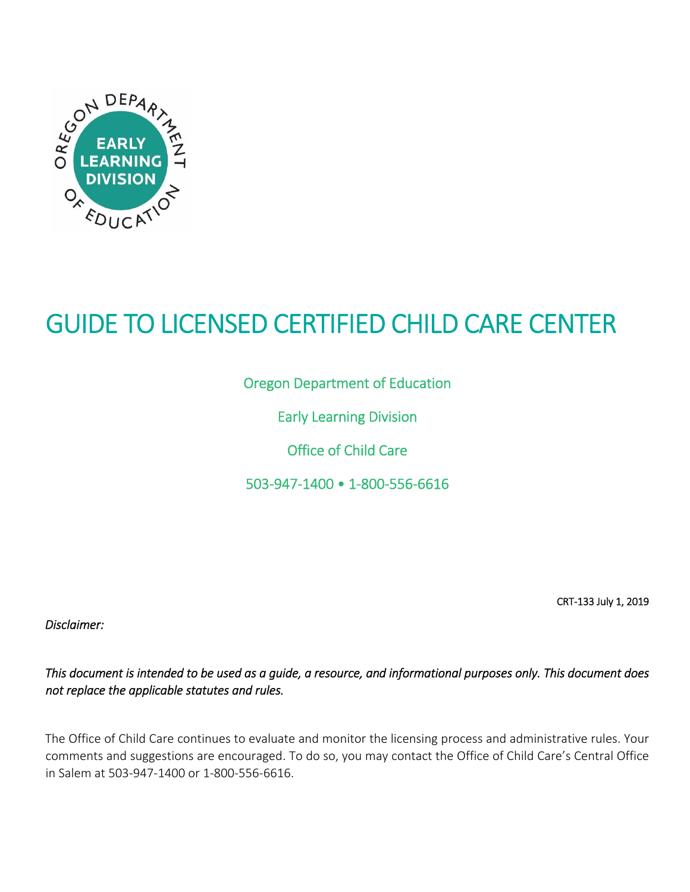# GUIDE TO LICENSED CERTIFIED CHILD CARE CENTER

Oregon Department of Education

Early Learning Division

Office of Child Care

503-947-1400 • 1-800-556-6616

CRT-133 July 1, 2019

*Disclaimer:*

*This document is intended to be used as a guide, a resource, and informational purposes only. This document does not replace the applicable statutes and rules.*

The Office of Child Care continues to evaluate and monitor the licensing process and administrative rules. Your comments and suggestions are encouraged. To do so, you may contact the Office of Child Care's Central Office in Salem at 503-947-1400 or 1-800-556-6616.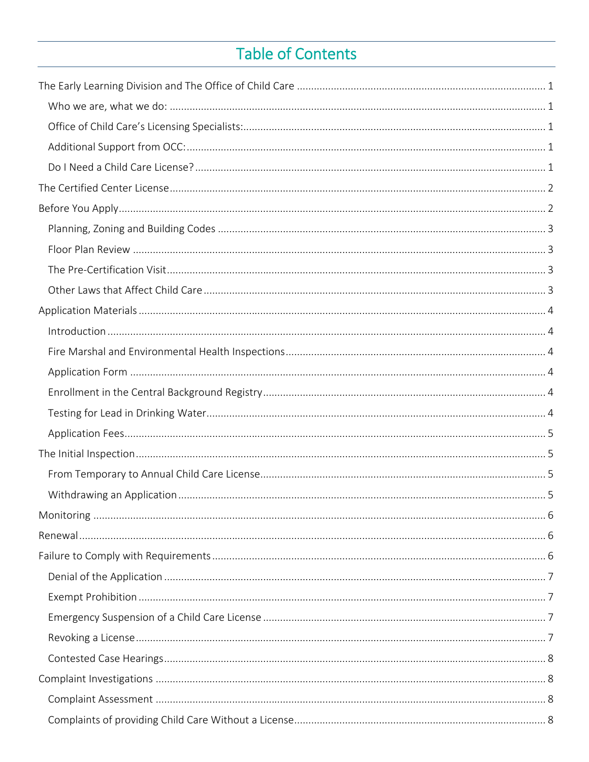# Table of Contents

The Early Learning Division and The Office of Child Care ........................................ 1
- Who we are, what we do: ........................................ 1
- Office of Child Care's Licensing Specialists: ........................................ 1
- Additional Support from OCC: ........................................ 1
- Do I Need a Child Care License? ........................................ 1

The Certified Center License ........................................ 2

Before You Apply ........................................ 2
- Planning, Zoning and Building Codes ........................................ 3
- Floor Plan Review ........................................ 3
- The Pre-Certification Visit ........................................ 3
- Other Laws that Affect Child Care ........................................ 3

Application Materials ........................................ 4
- Introduction ........................................ 4
- Fire Marshal and Environmental Health Inspections ........................................ 4
- Application Form ........................................ 4
- Enrollment in the Central Background Registry ........................................ 4
- Testing for Lead in Drinking Water ........................................ 4
- Application Fees ........................................ 5

The Initial Inspection ........................................ 5
- From Temporary to Annual Child Care License ........................................ 5
- Withdrawing an Application ........................................ 5

Monitoring ........................................ 6

Renewal ........................................ 6

Failure to Comply with Requirements ........................................ 6
- Denial of the Application ........................................ 7
- Exempt Prohibition ........................................ 7
- Emergency Suspension of a Child Care License ........................................ 7
- Revoking a License ........................................ 7
- Contested Case Hearings ........................................ 8

Complaint Investigations ........................................ 8
- Complaint Assessment ........................................ 8
- Complaints of providing Child Care Without a License ........................................ 8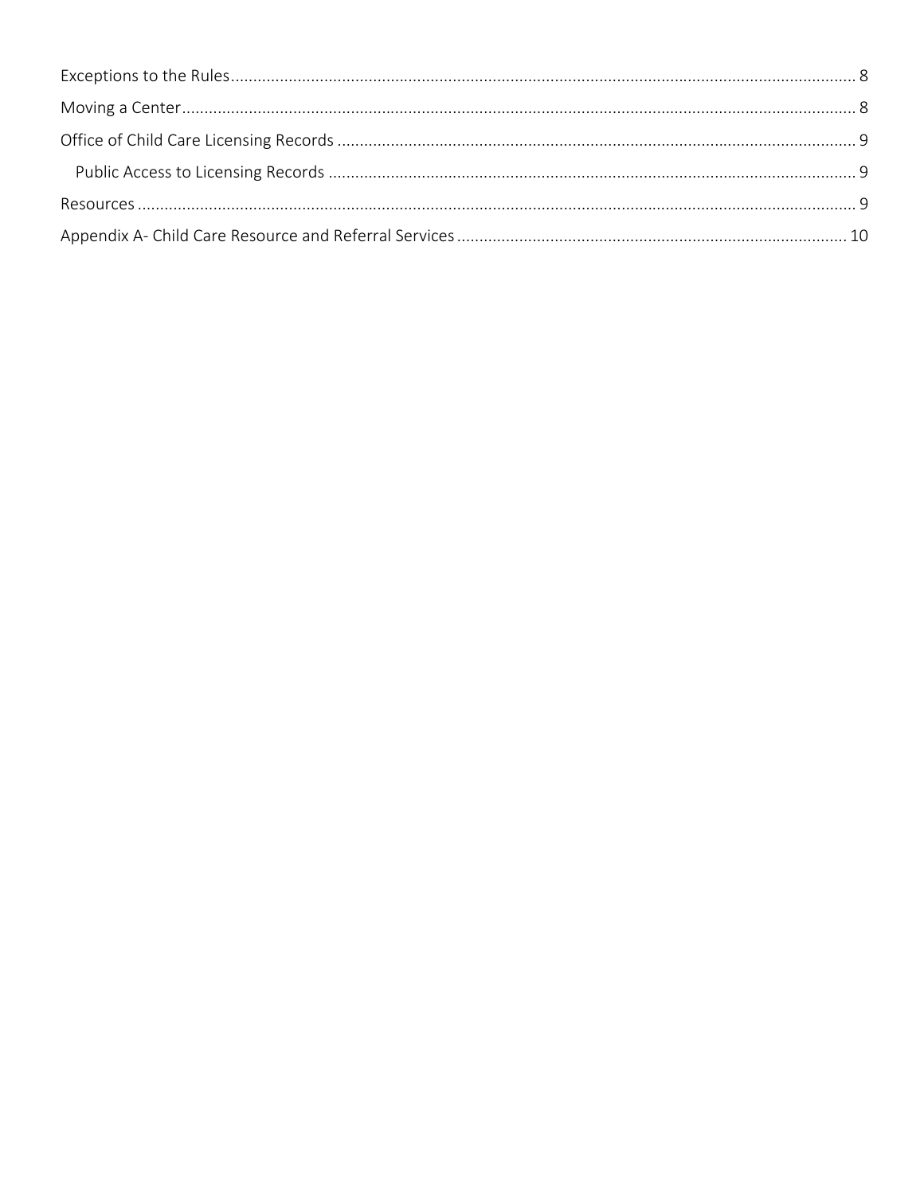Exceptions to the Rules ........................................................................................................................................ 8

Moving a Center ........................................................................................................................................ 8

Office of Child Care Licensing Records ........................................................................................................ 9

Public Access to Licensing Records ........................................................................................................ 9

Resources ........................................................................................................................................ 9

Appendix A- Child Care Resource and Referral Services ........................................................................ 10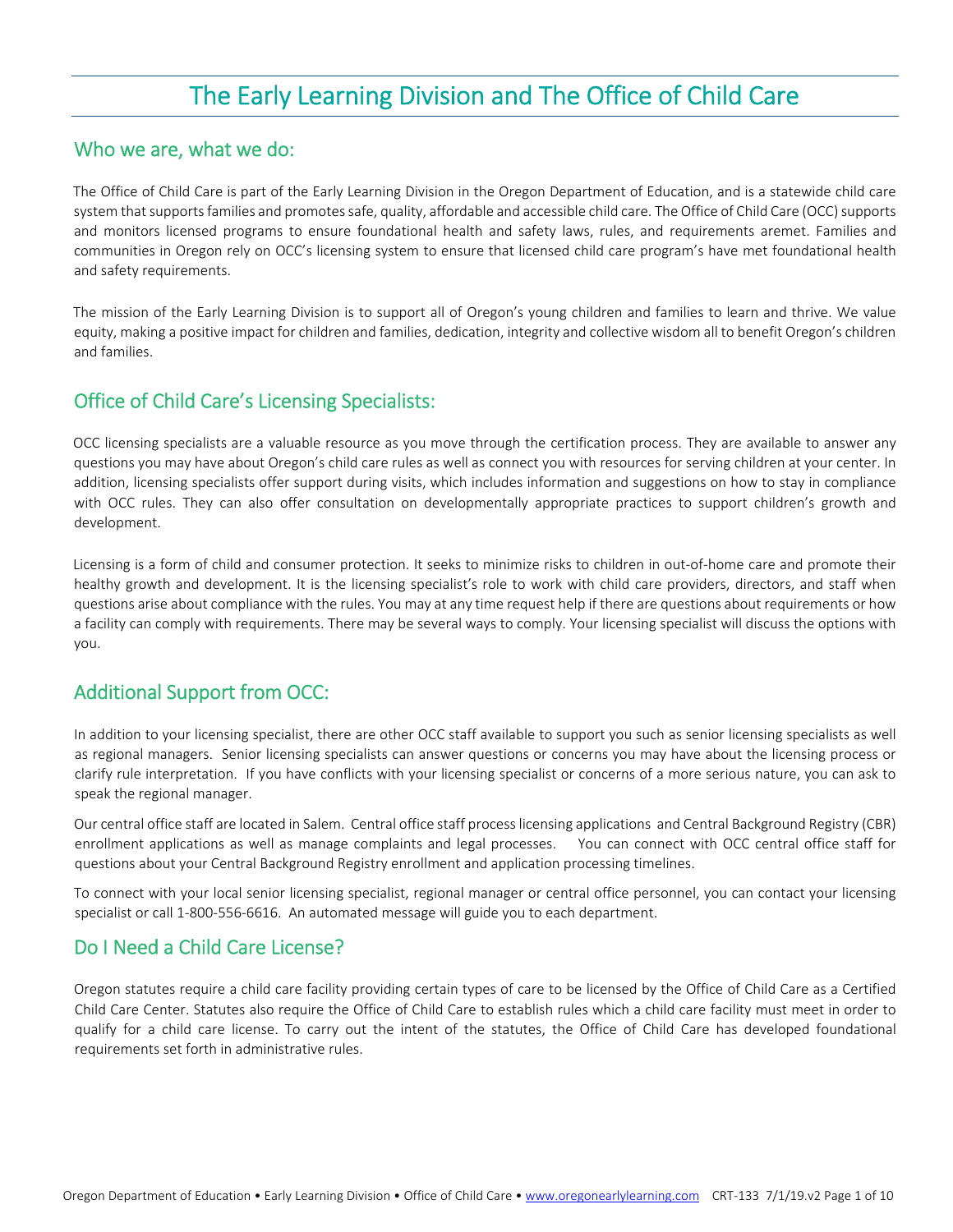# The Early Learning Division and The Office of Child Care

## Who we are, what we do:

The Office of Child Care is part of the Early Learning Division in the Oregon Department of Education, and is a statewide child care system that supports families and promotes safe, quality, affordable and accessible child care. The Office of Child Care (OCC) supports and monitors licensed programs to ensure foundational health and safety laws, rules, and requirements aremet. Families and communities in Oregon rely on OCC's licensing system to ensure that licensed child care program's have met foundational health and safety requirements.

The mission of the Early Learning Division is to support all of Oregon's young children and families to learn and thrive. We value equity, making a positive impact for children and families, dedication, integrity and collective wisdom all to benefit Oregon's children and families.

## Office of Child Care's Licensing Specialists:

OCC licensing specialists are a valuable resource as you move through the certification process. They are available to answer any questions you may have about Oregon's child care rules as well as connect you with resources for serving children at your center. In addition, licensing specialists offer support during visits, which includes information and suggestions on how to stay in compliance with OCC rules. They can also offer consultation on developmentally appropriate practices to support children's growth and development.

Licensing is a form of child and consumer protection. It seeks to minimize risks to children in out-of-home care and promote their healthy growth and development. It is the licensing specialist's role to work with child care providers, directors, and staff when questions arise about compliance with the rules. You may at any time request help if there are questions about requirements or how a facility can comply with requirements. There may be several ways to comply. Your licensing specialist will discuss the options with you.

## Additional Support from OCC:

In addition to your licensing specialist, there are other OCC staff available to support you such as senior licensing specialists as well as regional managers. Senior licensing specialists can answer questions or concerns you may have about the licensing process or clarify rule interpretation. If you have conflicts with your licensing specialist or concerns of a more serious nature, you can ask to speak the regional manager.

Our central office staff are located in Salem. Central office staff process licensing applications and Central Background Registry (CBR) enrollment applications as well as manage complaints and legal processes. You can connect with OCC central office staff for questions about your Central Background Registry enrollment and application processing timelines.

To connect with your local senior licensing specialist, regional manager or central office personnel, you can contact your licensing specialist or call 1-800-556-6616. An automated message will guide you to each department.

## Do I Need a Child Care License?

Oregon statutes require a child care facility providing certain types of care to be licensed by the Office of Child Care as a Certified Child Care Center. Statutes also require the Office of Child Care to establish rules which a child care facility must meet in order to qualify for a child care license. To carry out the intent of the statutes, the Office of Child Care has developed foundational requirements set forth in administrative rules.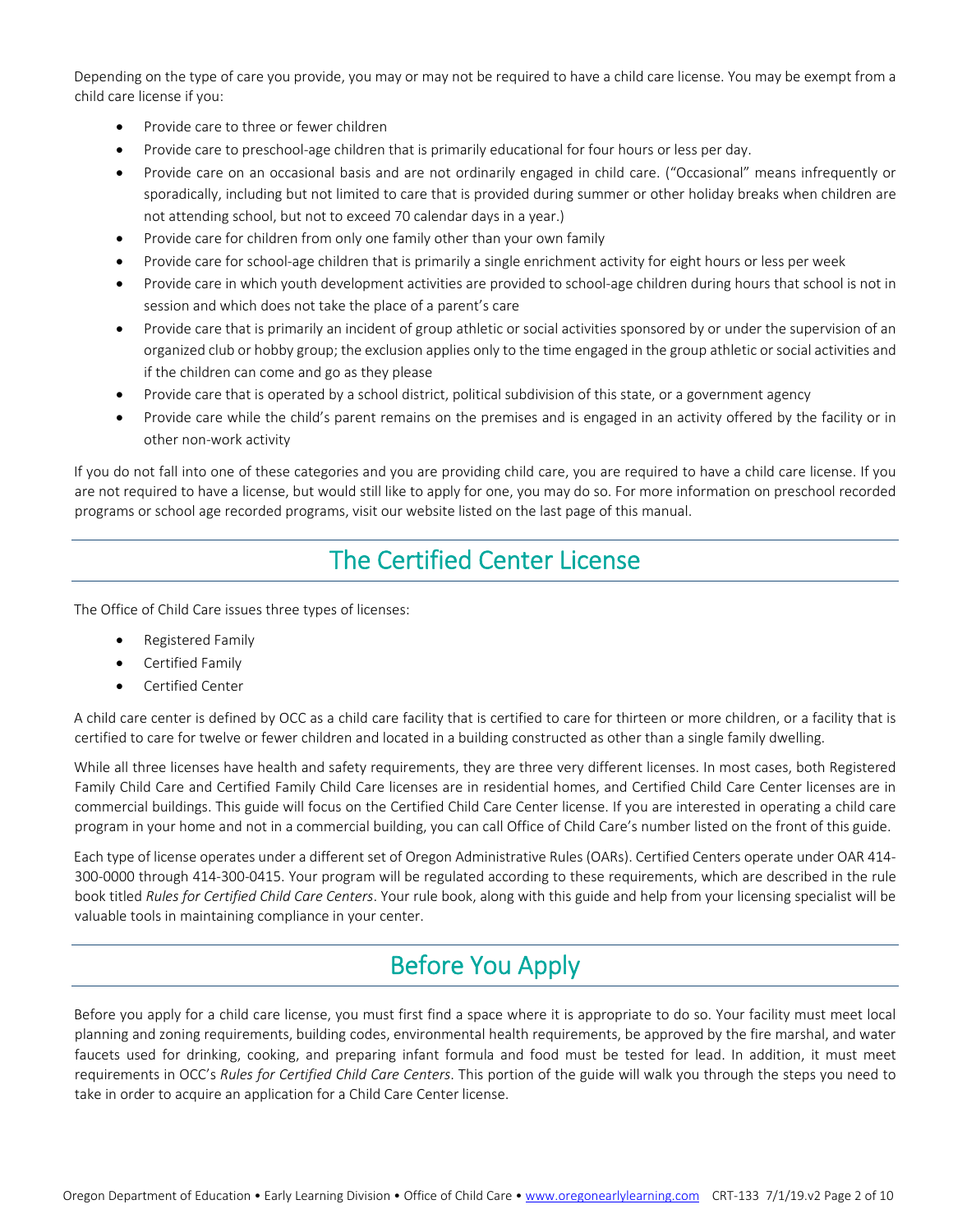Depending on the type of care you provide, you may or may not be required to have a child care license. You may be exempt from a child care license if you:

- Provide care to three or fewer children
- Provide care to preschool-age children that is primarily educational for four hours or less per day.
- Provide care on an occasional basis and are not ordinarily engaged in child care. ("Occasional" means infrequently or sporadically, including but not limited to care that is provided during summer or other holiday breaks when children are not attending school, but not to exceed 70 calendar days in a year.)
- Provide care for children from only one family other than your own family
- Provide care for school-age children that is primarily a single enrichment activity for eight hours or less per week
- Provide care in which youth development activities are provided to school-age children during hours that school is not in session and which does not take the place of a parent's care
- Provide care that is primarily an incident of group athletic or social activities sponsored by or under the supervision of an organized club or hobby group; the exclusion applies only to the time engaged in the group athletic or social activities and if the children can come and go as they please
- Provide care that is operated by a school district, political subdivision of this state, or a government agency
- Provide care while the child's parent remains on the premises and is engaged in an activity offered by the facility or in other non-work activity

If you do not fall into one of these categories and you are providing child care, you are required to have a child care license. If you are not required to have a license, but would still like to apply for one, you may do so. For more information on preschool recorded programs or school age recorded programs, visit our website listed on the last page of this manual.

## The Certified Center License

The Office of Child Care issues three types of licenses:

- Registered Family
- Certified Family
- Certified Center

A child care center is defined by OCC as a child care facility that is certified to care for thirteen or more children, or a facility that is certified to care for twelve or fewer children and located in a building constructed as other than a single family dwelling.

While all three licenses have health and safety requirements, they are three very different licenses. In most cases, both Registered Family Child Care and Certified Family Child Care licenses are in residential homes, and Certified Child Care Center licenses are in commercial buildings. This guide will focus on the Certified Child Care Center license. If you are interested in operating a child care program in your home and not in a commercial building, you can call Office of Child Care's number listed on the front of this guide.

Each type of license operates under a different set of Oregon Administrative Rules (OARs). Certified Centers operate under OAR 414-300-0000 through 414-300-0415. Your program will be regulated according to these requirements, which are described in the rule book titled *Rules for Certified Child Care Centers*. Your rule book, along with this guide and help from your licensing specialist will be valuable tools in maintaining compliance in your center.

## Before You Apply

Before you apply for a child care license, you must first find a space where it is appropriate to do so. Your facility must meet local planning and zoning requirements, building codes, environmental health requirements, be approved by the fire marshal, and water faucets used for drinking, cooking, and preparing infant formula and food must be tested for lead. In addition, it must meet requirements in OCC's *Rules for Certified Child Care Centers*. This portion of the guide will walk you through the steps you need to take in order to acquire an application for a Child Care Center license.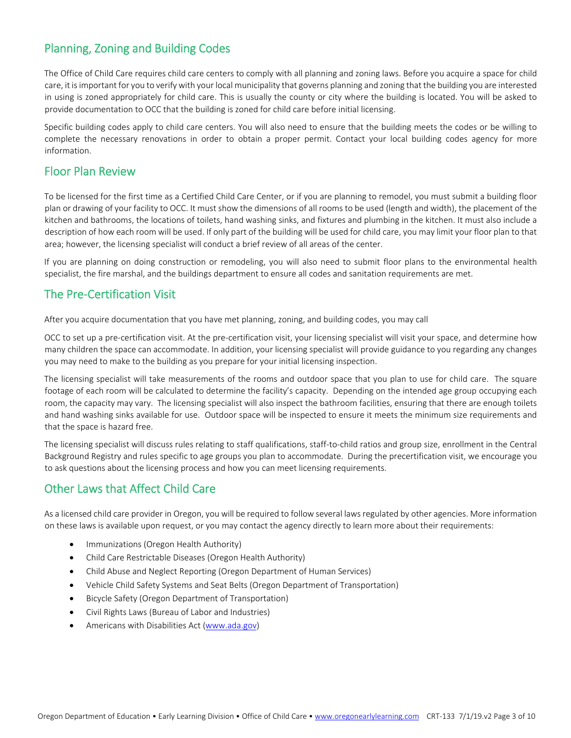## Planning, Zoning and Building Codes

The Office of Child Care requires child care centers to comply with all planning and zoning laws. Before you acquire a space for child care, it is important for you to verify with your local municipality that governs planning and zoning that the building you are interested in using is zoned appropriately for child care. This is usually the county or city where the building is located. You will be asked to provide documentation to OCC that the building is zoned for child care before initial licensing.

Specific building codes apply to child care centers. You will also need to ensure that the building meets the codes or be willing to complete the necessary renovations in order to obtain a proper permit. Contact your local building codes agency for more information.

## Floor Plan Review

To be licensed for the first time as a Certified Child Care Center, or if you are planning to remodel, you must submit a building floor plan or drawing of your facility to OCC. It must show the dimensions of all rooms to be used (length and width), the placement of the kitchen and bathrooms, the locations of toilets, hand washing sinks, and fixtures and plumbing in the kitchen. It must also include a description of how each room will be used. If only part of the building will be used for child care, you may limit your floor plan to that area; however, the licensing specialist will conduct a brief review of all areas of the center.

If you are planning on doing construction or remodeling, you will also need to submit floor plans to the environmental health specialist, the fire marshal, and the buildings department to ensure all codes and sanitation requirements are met.

## The Pre-Certification Visit

After you acquire documentation that you have met planning, zoning, and building codes, you may call

OCC to set up a pre-certification visit. At the pre-certification visit, your licensing specialist will visit your space, and determine how many children the space can accommodate. In addition, your licensing specialist will provide guidance to you regarding any changes you may need to make to the building as you prepare for your initial licensing inspection.

The licensing specialist will take measurements of the rooms and outdoor space that you plan to use for child care. The square footage of each room will be calculated to determine the facility's capacity. Depending on the intended age group occupying each room, the capacity may vary. The licensing specialist will also inspect the bathroom facilities, ensuring that there are enough toilets and hand washing sinks available for use. Outdoor space will be inspected to ensure it meets the minimum size requirements and that the space is hazard free.

The licensing specialist will discuss rules relating to staff qualifications, staff-to-child ratios and group size, enrollment in the Central Background Registry and rules specific to age groups you plan to accommodate. During the precertification visit, we encourage you to ask questions about the licensing process and how you can meet licensing requirements.

## Other Laws that Affect Child Care

As a licensed child care provider in Oregon, you will be required to follow several laws regulated by other agencies. More information on these laws is available upon request, or you may contact the agency directly to learn more about their requirements:

- Immunizations (Oregon Health Authority)
- Child Care Restrictable Diseases (Oregon Health Authority)
- Child Abuse and Neglect Reporting (Oregon Department of Human Services)
- Vehicle Child Safety Systems and Seat Belts (Oregon Department of Transportation)
- Bicycle Safety (Oregon Department of Transportation)
- Civil Rights Laws (Bureau of Labor and Industries)
- Americans with Disabilities Act (www.ada.gov)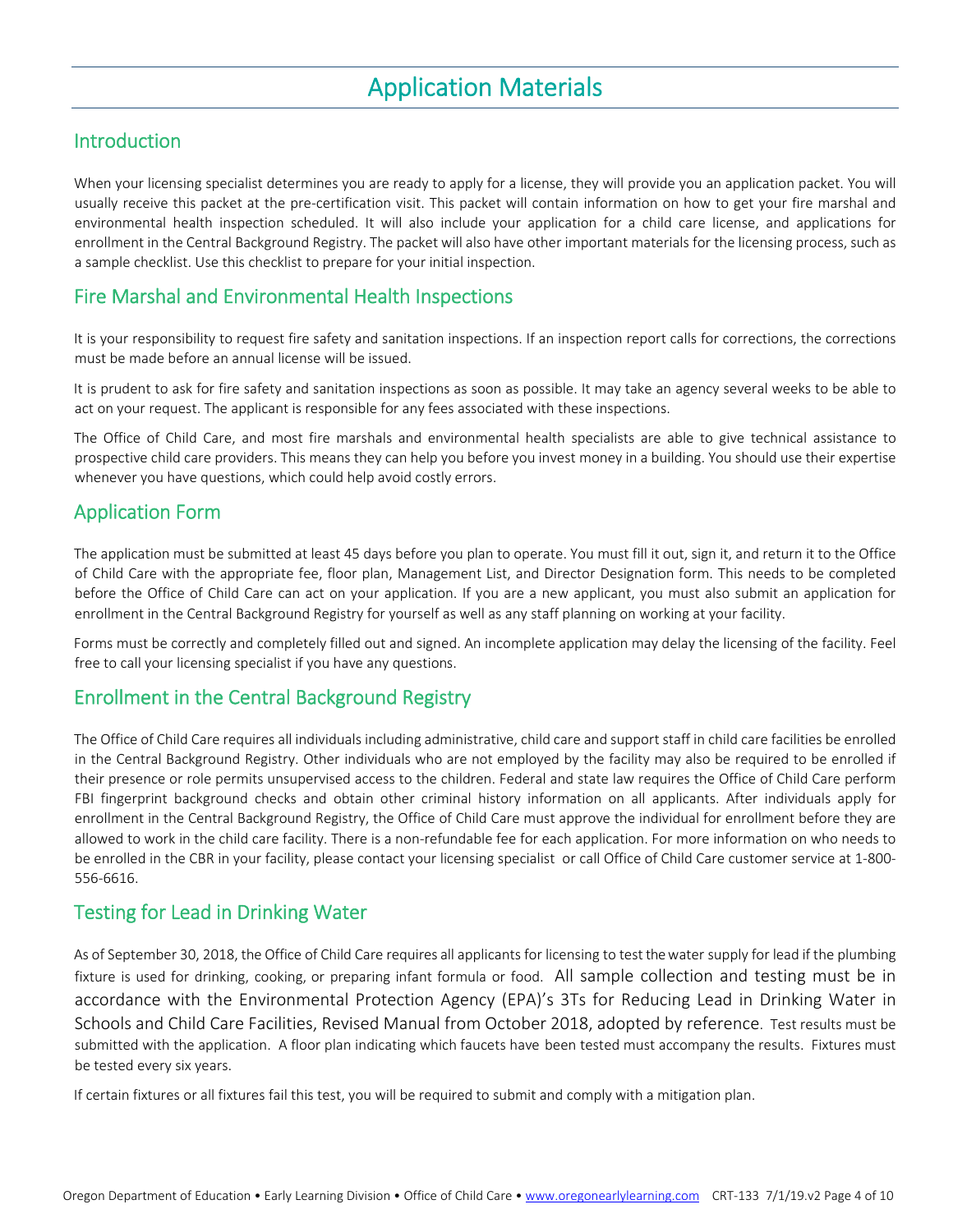# Application Materials

## Introduction

When your licensing specialist determines you are ready to apply for a license, they will provide you an application packet. You will usually receive this packet at the pre-certification visit. This packet will contain information on how to get your fire marshal and environmental health inspection scheduled. It will also include your application for a child care license, and applications for enrollment in the Central Background Registry. The packet will also have other important materials for the licensing process, such as a sample checklist. Use this checklist to prepare for your initial inspection.

## Fire Marshal and Environmental Health Inspections

It is your responsibility to request fire safety and sanitation inspections. If an inspection report calls for corrections, the corrections must be made before an annual license will be issued.

It is prudent to ask for fire safety and sanitation inspections as soon as possible. It may take an agency several weeks to be able to act on your request. The applicant is responsible for any fees associated with these inspections.

The Office of Child Care, and most fire marshals and environmental health specialists are able to give technical assistance to prospective child care providers. This means they can help you before you invest money in a building. You should use their expertise whenever you have questions, which could help avoid costly errors.

## Application Form

The application must be submitted at least 45 days before you plan to operate. You must fill it out, sign it, and return it to the Office of Child Care with the appropriate fee, floor plan, Management List, and Director Designation form. This needs to be completed before the Office of Child Care can act on your application. If you are a new applicant, you must also submit an application for enrollment in the Central Background Registry for yourself as well as any staff planning on working at your facility.

Forms must be correctly and completely filled out and signed. An incomplete application may delay the licensing of the facility. Feel free to call your licensing specialist if you have any questions.

## Enrollment in the Central Background Registry

The Office of Child Care requires all individuals including administrative, child care and support staff in child care facilities be enrolled in the Central Background Registry. Other individuals who are not employed by the facility may also be required to be enrolled if their presence or role permits unsupervised access to the children. Federal and state law requires the Office of Child Care perform FBI fingerprint background checks and obtain other criminal history information on all applicants. After individuals apply for enrollment in the Central Background Registry, the Office of Child Care must approve the individual for enrollment before they are allowed to work in the child care facility. There is a non-refundable fee for each application. For more information on who needs to be enrolled in the CBR in your facility, please contact your licensing specialist or call Office of Child Care customer service at 1-800-556-6616.

## Testing for Lead in Drinking Water

As of September 30, 2018, the Office of Child Care requires all applicants for licensing to test the water supply for lead if the plumbing fixture is used for drinking, cooking, or preparing infant formula or food. All sample collection and testing must be in accordance with the Environmental Protection Agency (EPA)'s 3Ts for Reducing Lead in Drinking Water in Schools and Child Care Facilities, Revised Manual from October 2018, adopted by reference. Test results must be submitted with the application. A floor plan indicating which faucets have been tested must accompany the results. Fixtures must be tested every six years.

If certain fixtures or all fixtures fail this test, you will be required to submit and comply with a mitigation plan.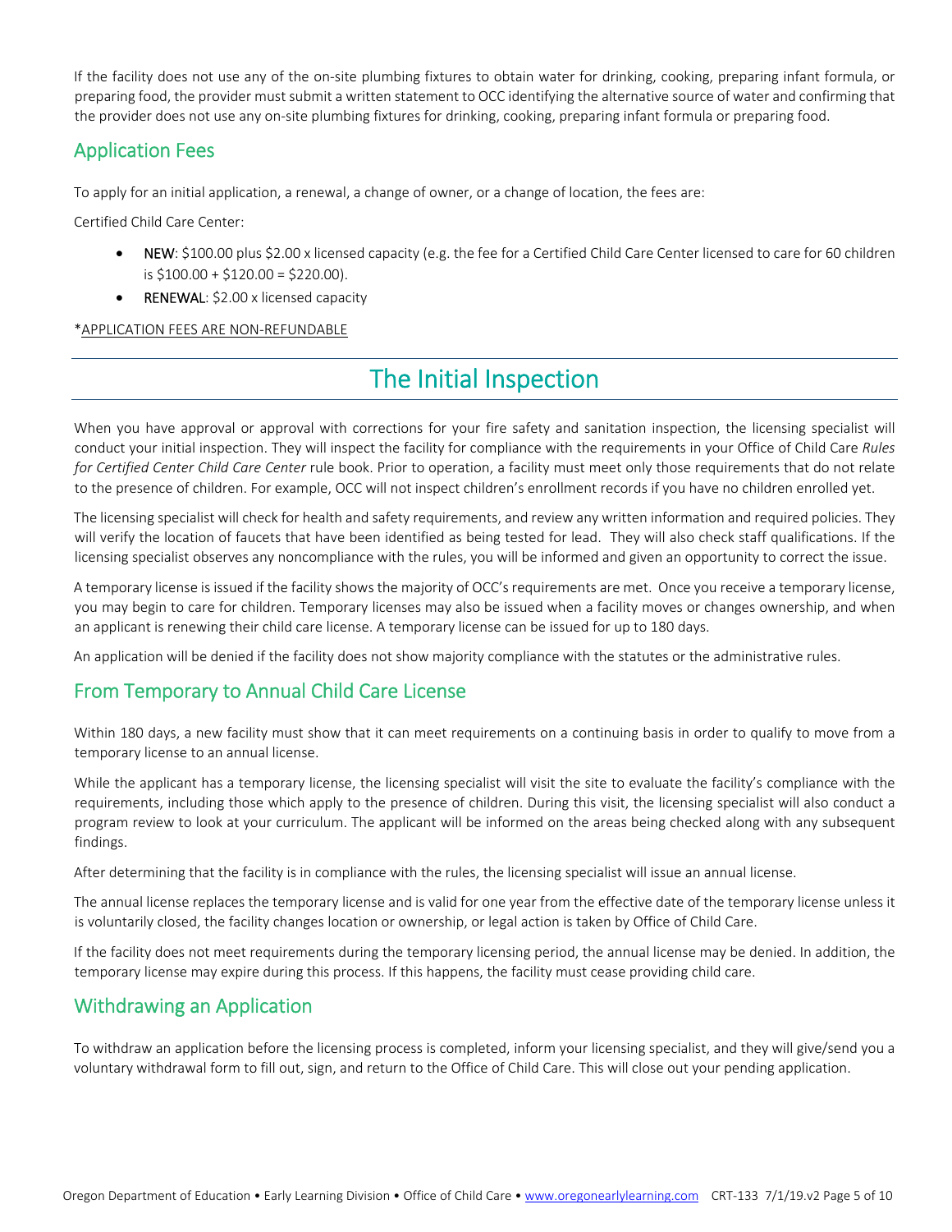If the facility does not use any of the on-site plumbing fixtures to obtain water for drinking, cooking, preparing infant formula, or preparing food, the provider must submit a written statement to OCC identifying the alternative source of water and confirming that the provider does not use any on-site plumbing fixtures for drinking, cooking, preparing infant formula or preparing food.

## Application Fees

To apply for an initial application, a renewal, a change of owner, or a change of location, the fees are:

Certified Child Care Center:

- **NEW**: $100.00 plus $2.00 x licensed capacity (e.g. the fee for a Certified Child Care Center licensed to care for 60 children is $100.00 + $120.00 = $220.00).
- **RENEWAL**: $2.00 x licensed capacity

*<u>APPLICATION FEES ARE NON-REFUNDABLE</u>

# The Initial Inspection

When you have approval or approval with corrections for your fire safety and sanitation inspection, the licensing specialist will conduct your initial inspection. They will inspect the facility for compliance with the requirements in your Office of Child Care *Rules for Certified Center Child Care Center* rule book. Prior to operation, a facility must meet only those requirements that do not relate to the presence of children. For example, OCC will not inspect children's enrollment records if you have no children enrolled yet.

The licensing specialist will check for health and safety requirements, and review any written information and required policies. They will verify the location of faucets that have been identified as being tested for lead. They will also check staff qualifications. If the licensing specialist observes any noncompliance with the rules, you will be informed and given an opportunity to correct the issue.

A temporary license is issued if the facility shows the majority of OCC's requirements are met. Once you receive a temporary license, you may begin to care for children. Temporary licenses may also be issued when a facility moves or changes ownership, and when an applicant is renewing their child care license. A temporary license can be issued for up to 180 days.

An application will be denied if the facility does not show majority compliance with the statutes or the administrative rules.

## From Temporary to Annual Child Care License

Within 180 days, a new facility must show that it can meet requirements on a continuing basis in order to qualify to move from a temporary license to an annual license.

While the applicant has a temporary license, the licensing specialist will visit the site to evaluate the facility's compliance with the requirements, including those which apply to the presence of children. During this visit, the licensing specialist will also conduct a program review to look at your curriculum. The applicant will be informed on the areas being checked along with any subsequent findings.

After determining that the facility is in compliance with the rules, the licensing specialist will issue an annual license.

The annual license replaces the temporary license and is valid for one year from the effective date of the temporary license unless it is voluntarily closed, the facility changes location or ownership, or legal action is taken by Office of Child Care.

If the facility does not meet requirements during the temporary licensing period, the annual license may be denied. In addition, the temporary license may expire during this process. If this happens, the facility must cease providing child care.

## Withdrawing an Application

To withdraw an application before the licensing process is completed, inform your licensing specialist, and they will give/send you a voluntary withdrawal form to fill out, sign, and return to the Office of Child Care. This will close out your pending application.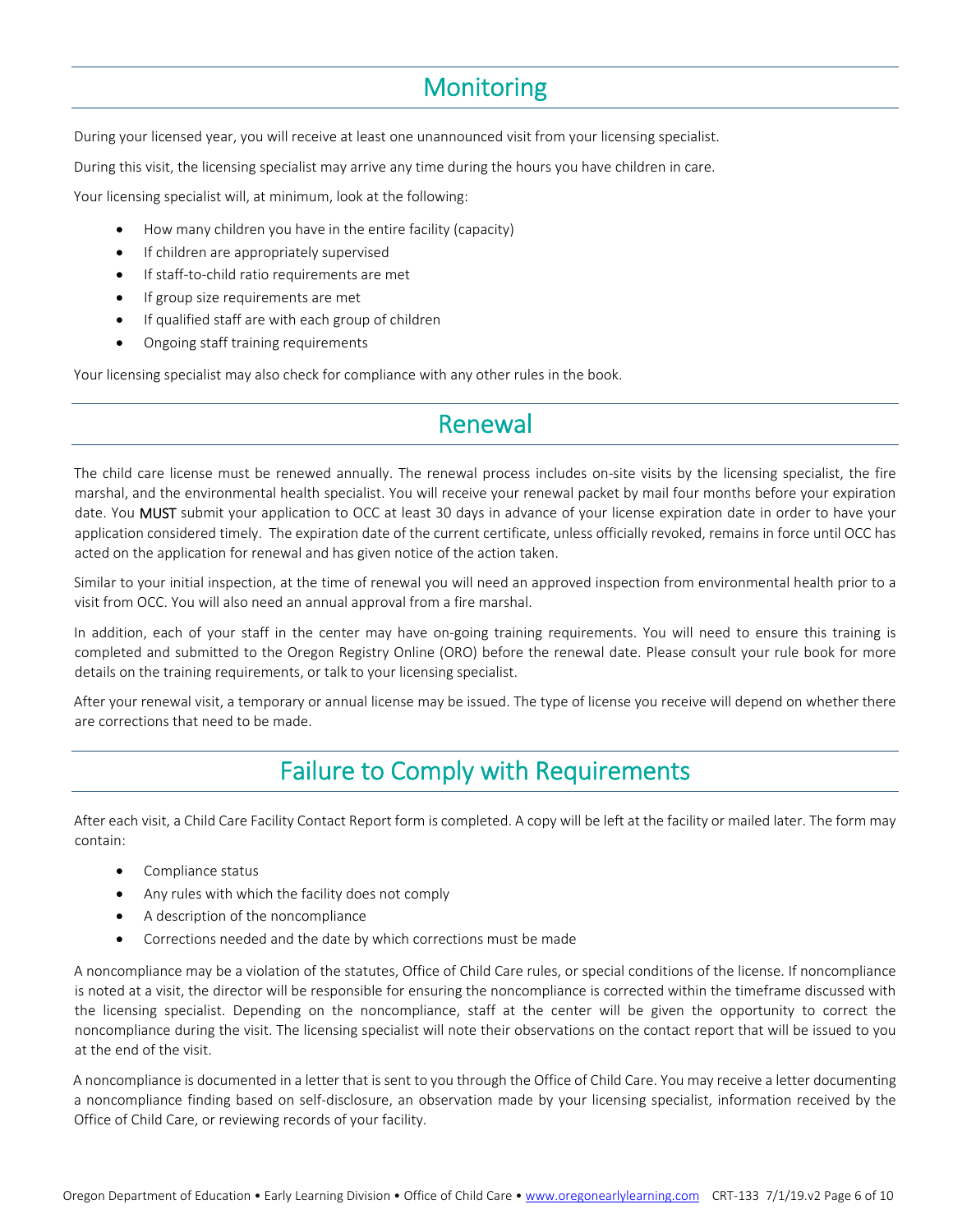## Monitoring

During your licensed year, you will receive at least one unannounced visit from your licensing specialist.

During this visit, the licensing specialist may arrive any time during the hours you have children in care.

Your licensing specialist will, at minimum, look at the following:

- How many children you have in the entire facility (capacity)
- If children are appropriately supervised
- If staff-to-child ratio requirements are met
- If group size requirements are met
- If qualified staff are with each group of children
- Ongoing staff training requirements

Your licensing specialist may also check for compliance with any other rules in the book.

## Renewal

The child care license must be renewed annually. The renewal process includes on-site visits by the licensing specialist, the fire marshal, and the environmental health specialist. You will receive your renewal packet by mail four months before your expiration date. You **MUST** submit your application to OCC at least 30 days in advance of your license expiration date in order to have your application considered timely. The expiration date of the current certificate, unless officially revoked, remains in force until OCC has acted on the application for renewal and has given notice of the action taken.

Similar to your initial inspection, at the time of renewal you will need an approved inspection from environmental health prior to a visit from OCC. You will also need an annual approval from a fire marshal.

In addition, each of your staff in the center may have on-going training requirements. You will need to ensure this training is completed and submitted to the Oregon Registry Online (ORO) before the renewal date. Please consult your rule book for more details on the training requirements, or talk to your licensing specialist.

After your renewal visit, a temporary or annual license may be issued. The type of license you receive will depend on whether there are corrections that need to be made.

## Failure to Comply with Requirements

After each visit, a Child Care Facility Contact Report form is completed. A copy will be left at the facility or mailed later. The form may contain:

- Compliance status
- Any rules with which the facility does not comply
- A description of the noncompliance
- Corrections needed and the date by which corrections must be made

A noncompliance may be a violation of the statutes, Office of Child Care rules, or special conditions of the license. If noncompliance is noted at a visit, the director will be responsible for ensuring the noncompliance is corrected within the timeframe discussed with the licensing specialist. Depending on the noncompliance, staff at the center will be given the opportunity to correct the noncompliance during the visit. The licensing specialist will note their observations on the contact report that will be issued to you at the end of the visit.

A noncompliance is documented in a letter that is sent to you through the Office of Child Care. You may receive a letter documenting a noncompliance finding based on self-disclosure, an observation made by your licensing specialist, information received by the Office of Child Care, or reviewing records of your facility.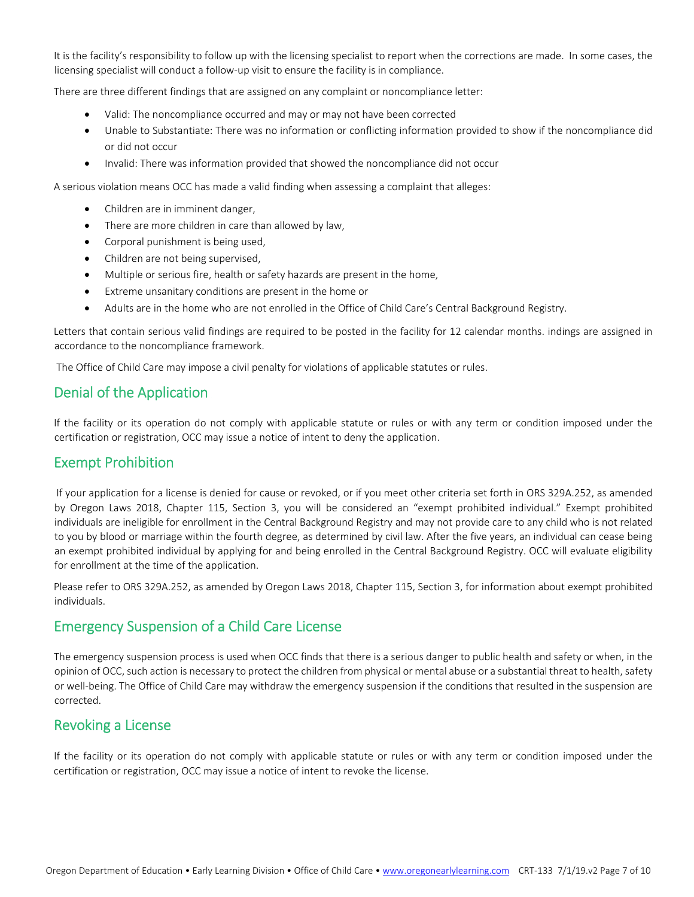It is the facility's responsibility to follow up with the licensing specialist to report when the corrections are made. In some cases, the licensing specialist will conduct a follow-up visit to ensure the facility is in compliance.

There are three different findings that are assigned on any complaint or noncompliance letter:

- Valid: The noncompliance occurred and may or may not have been corrected
- Unable to Substantiate: There was no information or conflicting information provided to show if the noncompliance did or did not occur
- Invalid: There was information provided that showed the noncompliance did not occur

A serious violation means OCC has made a valid finding when assessing a complaint that alleges:

- Children are in imminent danger,
- There are more children in care than allowed by law,
- Corporal punishment is being used,
- Children are not being supervised,
- Multiple or serious fire, health or safety hazards are present in the home,
- Extreme unsanitary conditions are present in the home or
- Adults are in the home who are not enrolled in the Office of Child Care's Central Background Registry.

Letters that contain serious valid findings are required to be posted in the facility for 12 calendar months. indings are assigned in accordance to the noncompliance framework.

The Office of Child Care may impose a civil penalty for violations of applicable statutes or rules.

## Denial of the Application

If the facility or its operation do not comply with applicable statute or rules or with any term or condition imposed under the certification or registration, OCC may issue a notice of intent to deny the application.

## Exempt Prohibition

If your application for a license is denied for cause or revoked, or if you meet other criteria set forth in ORS 329A.252, as amended by Oregon Laws 2018, Chapter 115, Section 3, you will be considered an "exempt prohibited individual." Exempt prohibited individuals are ineligible for enrollment in the Central Background Registry and may not provide care to any child who is not related to you by blood or marriage within the fourth degree, as determined by civil law. After the five years, an individual can cease being an exempt prohibited individual by applying for and being enrolled in the Central Background Registry. OCC will evaluate eligibility for enrollment at the time of the application.

Please refer to ORS 329A.252, as amended by Oregon Laws 2018, Chapter 115, Section 3, for information about exempt prohibited individuals.

## Emergency Suspension of a Child Care License

The emergency suspension process is used when OCC finds that there is a serious danger to public health and safety or when, in the opinion of OCC, such action is necessary to protect the children from physical or mental abuse or a substantial threat to health, safety or well-being. The Office of Child Care may withdraw the emergency suspension if the conditions that resulted in the suspension are corrected.

## Revoking a License

If the facility or its operation do not comply with applicable statute or rules or with any term or condition imposed under the certification or registration, OCC may issue a notice of intent to revoke the license.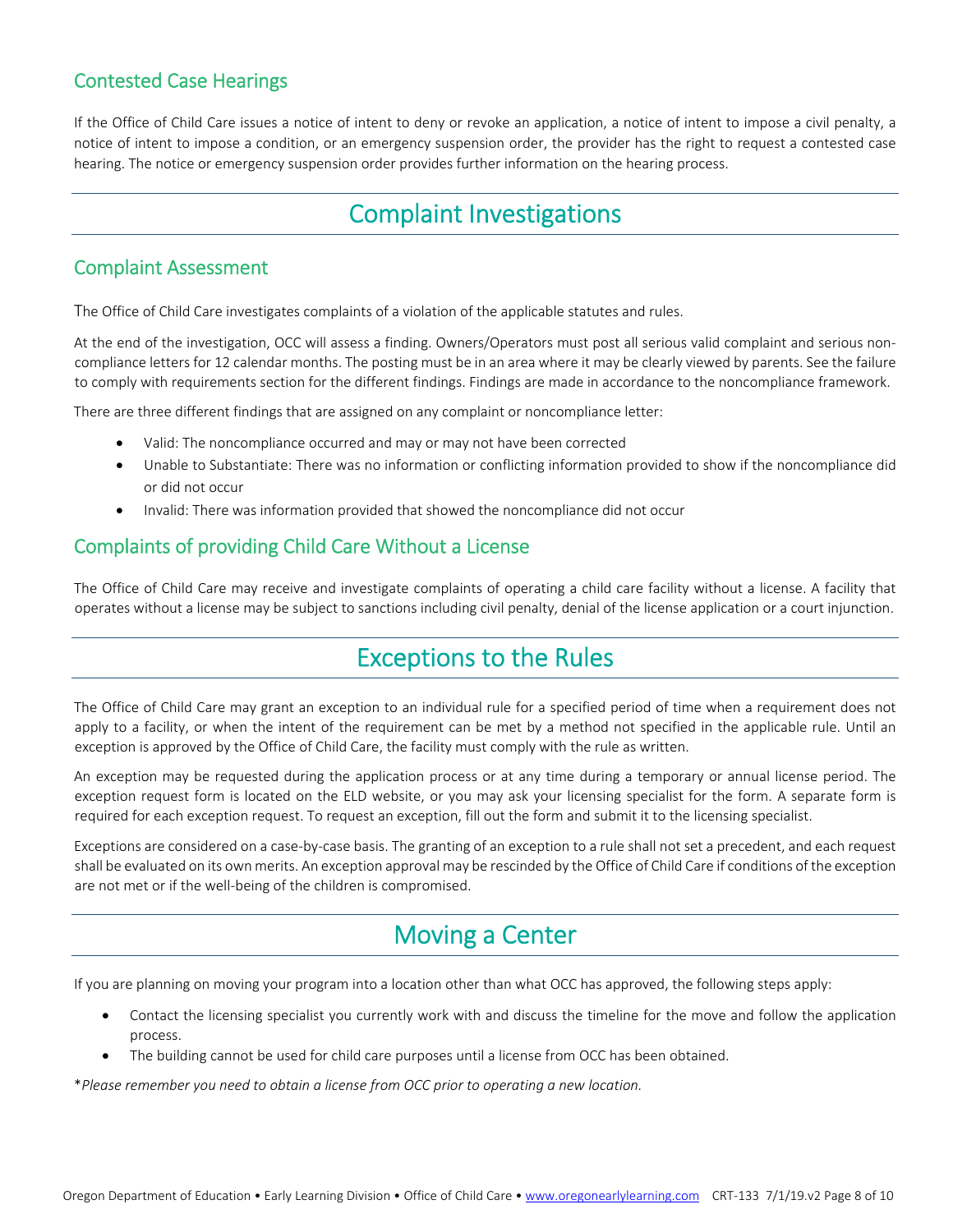### Contested Case Hearings

If the Office of Child Care issues a notice of intent to deny or revoke an application, a notice of intent to impose a civil penalty, a notice of intent to impose a condition, or an emergency suspension order, the provider has the right to request a contested case hearing. The notice or emergency suspension order provides further information on the hearing process.

## Complaint Investigations

### Complaint Assessment

The Office of Child Care investigates complaints of a violation of the applicable statutes and rules.

At the end of the investigation, OCC will assess a finding. Owners/Operators must post all serious valid complaint and serious non-compliance letters for 12 calendar months. The posting must be in an area where it may be clearly viewed by parents. See the failure to comply with requirements section for the different findings. Findings are made in accordance to the noncompliance framework.

There are three different findings that are assigned on any complaint or noncompliance letter:

- Valid: The noncompliance occurred and may or may not have been corrected
- Unable to Substantiate: There was no information or conflicting information provided to show if the noncompliance did or did not occur
- Invalid: There was information provided that showed the noncompliance did not occur

### Complaints of providing Child Care Without a License

The Office of Child Care may receive and investigate complaints of operating a child care facility without a license. A facility that operates without a license may be subject to sanctions including civil penalty, denial of the license application or a court injunction.

## Exceptions to the Rules

The Office of Child Care may grant an exception to an individual rule for a specified period of time when a requirement does not apply to a facility, or when the intent of the requirement can be met by a method not specified in the applicable rule. Until an exception is approved by the Office of Child Care, the facility must comply with the rule as written.

An exception may be requested during the application process or at any time during a temporary or annual license period. The exception request form is located on the ELD website, or you may ask your licensing specialist for the form. A separate form is required for each exception request. To request an exception, fill out the form and submit it to the licensing specialist.

Exceptions are considered on a case-by-case basis. The granting of an exception to a rule shall not set a precedent, and each request shall be evaluated on its own merits. An exception approval may be rescinded by the Office of Child Care if conditions of the exception are not met or if the well-being of the children is compromised.

## Moving a Center

If you are planning on moving your program into a location other than what OCC has approved, the following steps apply:

- Contact the licensing specialist you currently work with and discuss the timeline for the move and follow the application process.
- The building cannot be used for child care purposes until a license from OCC has been obtained.

\**Please remember you need to obtain a license from OCC prior to operating a new location.*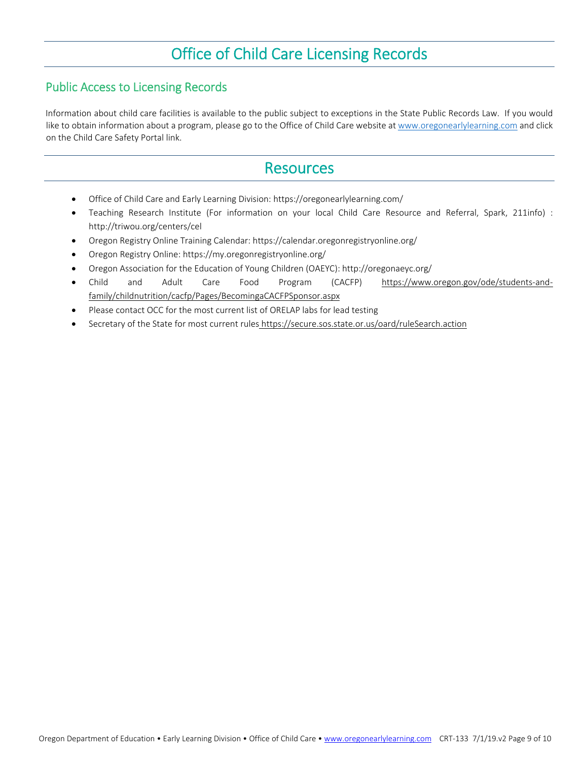# Office of Child Care Licensing Records

## Public Access to Licensing Records

Information about child care facilities is available to the public subject to exceptions in the State Public Records Law. If you would like to obtain information about a program, please go to the Office of Child Care website at www.oregonearlylearning.com and click on the Child Care Safety Portal link.

# Resources

- Office of Child Care and Early Learning Division: https://oregonearlylearning.com/
- Teaching Research Institute (For information on your local Child Care Resource and Referral, Spark, 211info) : http://triwou.org/centers/cel
- Oregon Registry Online Training Calendar: https://calendar.oregonregistryonline.org/
- Oregon Registry Online: https://my.oregonregistryonline.org/
- Oregon Association for the Education of Young Children (OAEYC): http://oregonaeyc.org/
- Child and Adult Care Food Program (CACFP) https://www.oregon.gov/ode/students-and-family/childnutrition/cacfp/Pages/BecomingaCACFPSponsor.aspx
- Please contact OCC for the most current list of ORELAP labs for lead testing
- Secretary of the State for most current rules https://secure.sos.state.or.us/oard/ruleSearch.action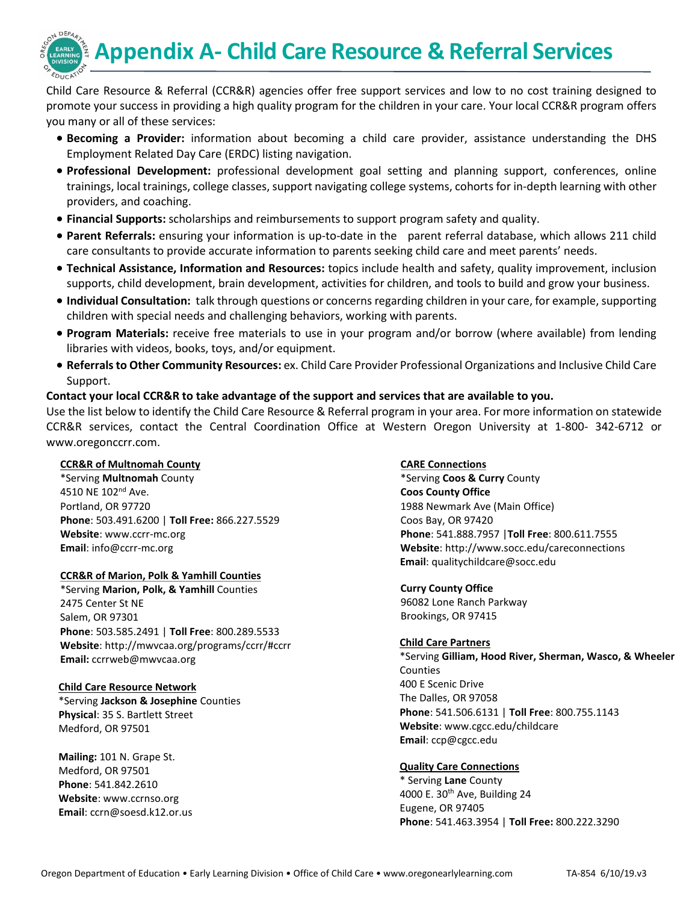# Appendix A- Child Care Resource & Referral Services

Child Care Resource & Referral (CCR&R) agencies offer free support services and low to no cost training designed to promote your success in providing a high quality program for the children in your care. Your local CCR&R program offers you many or all of these services:

- **Becoming a Provider:** information about becoming a child care provider, assistance understanding the DHS Employment Related Day Care (ERDC) listing navigation.
- **Professional Development:** professional development goal setting and planning support, conferences, online trainings, local trainings, college classes, support navigating college systems, cohorts for in-depth learning with other providers, and coaching.
- **Financial Supports:** scholarships and reimbursements to support program safety and quality.
- **Parent Referrals:** ensuring your information is up-to-date in the parent referral database, which allows 211 child care consultants to provide accurate information to parents seeking child care and meet parents' needs.
- **Technical Assistance, Information and Resources:** topics include health and safety, quality improvement, inclusion supports, child development, brain development, activities for children, and tools to build and grow your business.
- **Individual Consultation:** talk through questions or concerns regarding children in your care, for example, supporting children with special needs and challenging behaviors, working with parents.
- **Program Materials:** receive free materials to use in your program and/or borrow (where available) from lending libraries with videos, books, toys, and/or equipment.
- **Referrals to Other Community Resources:** ex. Child Care Provider Professional Organizations and Inclusive Child Care Support.

**Contact your local CCR&R to take advantage of the support and services that are available to you.**

Use the list below to identify the Child Care Resource & Referral program in your area. For more information on statewide CCR&R services, contact the Central Coordination Office at Western Oregon University at 1-800- 342-6712 or www.oregonccrr.com.

**CCR&R of Multnomah County**
*Serving **Multnomah** County
4510 NE 102nd Ave.
Portland, OR 97720
**Phone**: 503.491.6200 | **Toll Free:** 866.227.5529
**Website**: www.ccrr-mc.org
**Email**: info@ccrr-mc.org

**CCR&R of Marion, Polk & Yamhill Counties**
*Serving **Marion, Polk, & Yamhill** Counties
2475 Center St NE
Salem, OR 97301
**Phone**: 503.585.2491 | **Toll Free**: 800.289.5533
**Website**: http://mwvcaa.org/programs/ccrr/#ccrr
**Email:** ccrrweb@mwvcaa.org

**Child Care Resource Network**
*Serving **Jackson & Josephine** Counties
**Physical**: 35 S. Bartlett Street
Medford, OR 97501

**Mailing:** 101 N. Grape St.
Medford, OR 97501
**Phone**: 541.842.2610
**Website**: www.ccrnso.org
**Email**: ccrn@soesd.k12.or.us

**CARE Connections**
*Serving **Coos & Curry** County
**Coos County Office**
1988 Newmark Ave (Main Office)
Coos Bay, OR 97420
**Phone**: 541.888.7957 | **Toll Free**: 800.611.7555
**Website**: http://www.socc.edu/careconnections
**Email**: qualitychildcare@socc.edu

**Curry County Office**
96082 Lone Ranch Parkway
Brookings, OR 97415

**Child Care Partners**
*Serving **Gilliam, Hood River, Sherman, Wasco, & Wheeler** Counties
400 E Scenic Drive
The Dalles, OR 97058
**Phone**: 541.506.6131 | **Toll Free**: 800.755.1143
**Website**: www.cgcc.edu/childcare
**Email**: ccp@cgcc.edu

**Quality Care Connections**
* Serving **Lane** County
4000 E. 30th Ave, Building 24
Eugene, OR 97405
**Phone**: 541.463.3954 | **Toll Free:** 800.222.3290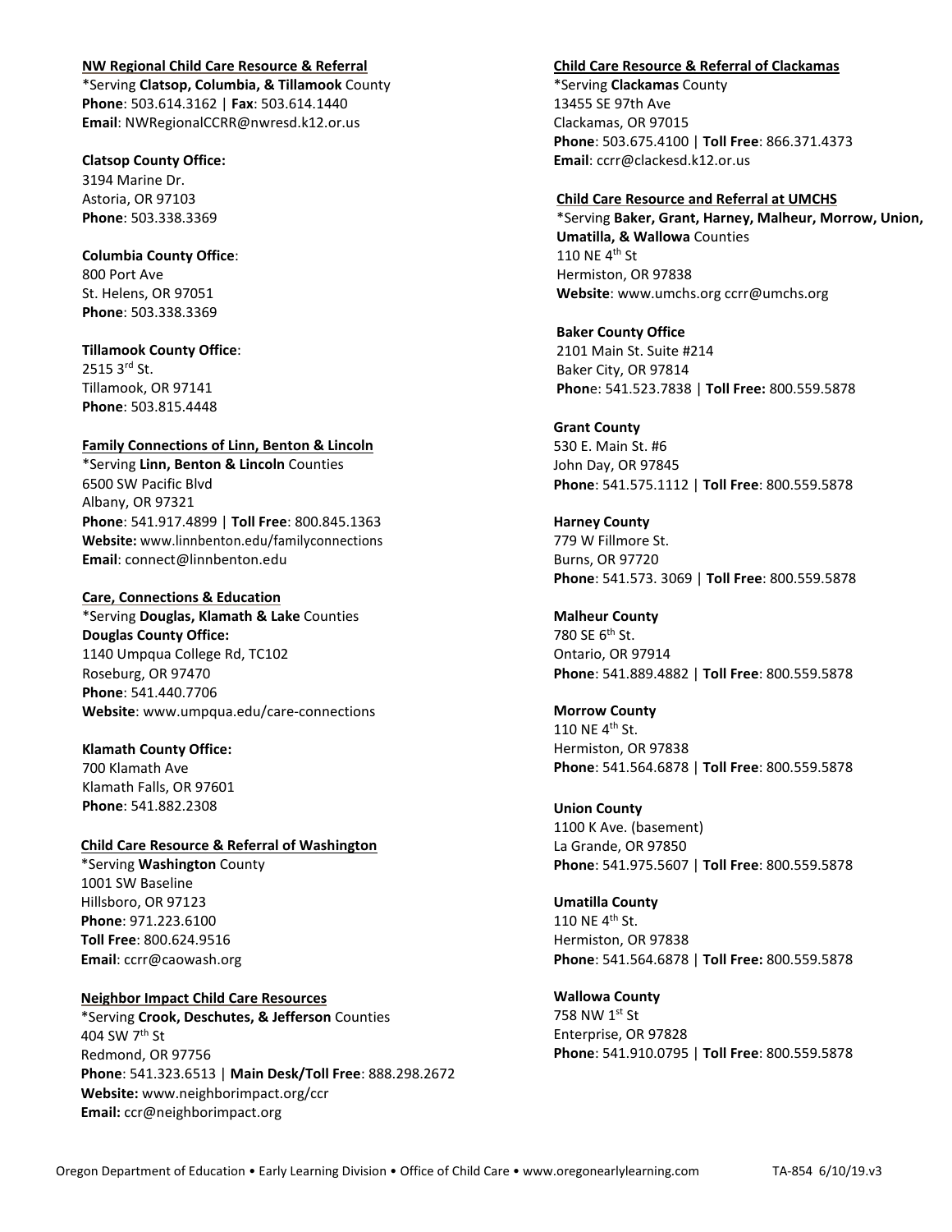**NW Regional Child Care Resource & Referral**
*Serving **Clatsop, Columbia, & Tillamook** County
**Phone**: 503.614.3162 | **Fax**: 503.614.1440
**Email**: NWRegionalCCRR@nwresd.k12.or.us

**Clatsop County Office:**
3194 Marine Dr.
Astoria, OR 97103
**Phone**: 503.338.3369

**Columbia County Office**:
800 Port Ave
St. Helens, OR 97051
**Phone**: 503.338.3369

**Tillamook County Office**:
2515 3rd St.
Tillamook, OR 97141
**Phone**: 503.815.4448

**Family Connections of Linn, Benton & Lincoln**
*Serving **Linn, Benton & Lincoln** Counties
6500 SW Pacific Blvd
Albany, OR 97321
**Phone**: 541.917.4899 | **Toll Free**: 800.845.1363
**Website:** www.linnbenton.edu/familyconnections
**Email**: connect@linnbenton.edu

**Care, Connections & Education**
*Serving **Douglas, Klamath & Lake** Counties
**Douglas County Office:**
1140 Umpqua College Rd, TC102
Roseburg, OR 97470
**Phone**: 541.440.7706
**Website**: www.umpqua.edu/care-connections

**Klamath County Office:**
700 Klamath Ave
Klamath Falls, OR 97601
**Phone**: 541.882.2308

**Child Care Resource & Referral of Washington**
*Serving **Washington** County
1001 SW Baseline
Hillsboro, OR 97123
**Phone**: 971.223.6100
**Toll Free**: 800.624.9516
**Email**: ccrr@caowash.org

**Neighbor Impact Child Care Resources**
*Serving **Crook, Deschutes, & Jefferson** Counties
404 SW 7th St
Redmond, OR 97756
**Phone**: 541.323.6513 | **Main Desk/Toll Free**: 888.298.2672
**Website:** www.neighborimpact.org/ccr
**Email:** ccr@neighborimpact.org

**Child Care Resource & Referral of Clackamas**
*Serving **Clackamas** County
13455 SE 97th Ave
Clackamas, OR 97015
**Phone**: 503.675.4100 | **Toll Free**: 866.371.4373
**Email**: ccrr@clackesd.k12.or.us

**Child Care Resource and Referral at UMCHS**
*Serving **Baker, Grant, Harney, Malheur, Morrow, Union, Umatilla, & Wallowa** Counties
110 NE 4th St
Hermiston, OR 97838
**Website**: www.umchs.org ccrr@umchs.org

**Baker County Office**
2101 Main St. Suite #214
Baker City, OR 97814
**Phon**e: 541.523.7838 | **Toll Free:** 800.559.5878

**Grant County**
530 E. Main St. #6
John Day, OR 97845
**Phone**: 541.575.1112 | **Toll Free**: 800.559.5878

**Harney County**
779 W Fillmore St.
Burns, OR 97720
**Phone**: 541.573. 3069 | **Toll Free**: 800.559.5878

**Malheur County**
780 SE 6th St.
Ontario, OR 97914
**Phone**: 541.889.4882 | **Toll Free**: 800.559.5878

**Morrow County**
110 NE 4th St.
Hermiston, OR 97838
**Phone**: 541.564.6878 | **Toll Free**: 800.559.5878

**Union County**
1100 K Ave. (basement)
La Grande, OR 97850
**Phone**: 541.975.5607 | **Toll Free**: 800.559.5878

**Umatilla County**
110 NE 4th St.
Hermiston, OR 97838
**Phone**: 541.564.6878 | **Toll Free:** 800.559.5878

**Wallowa County**
758 NW 1st St
Enterprise, OR 97828
**Phone**: 541.910.0795 | **Toll Free**: 800.559.5878